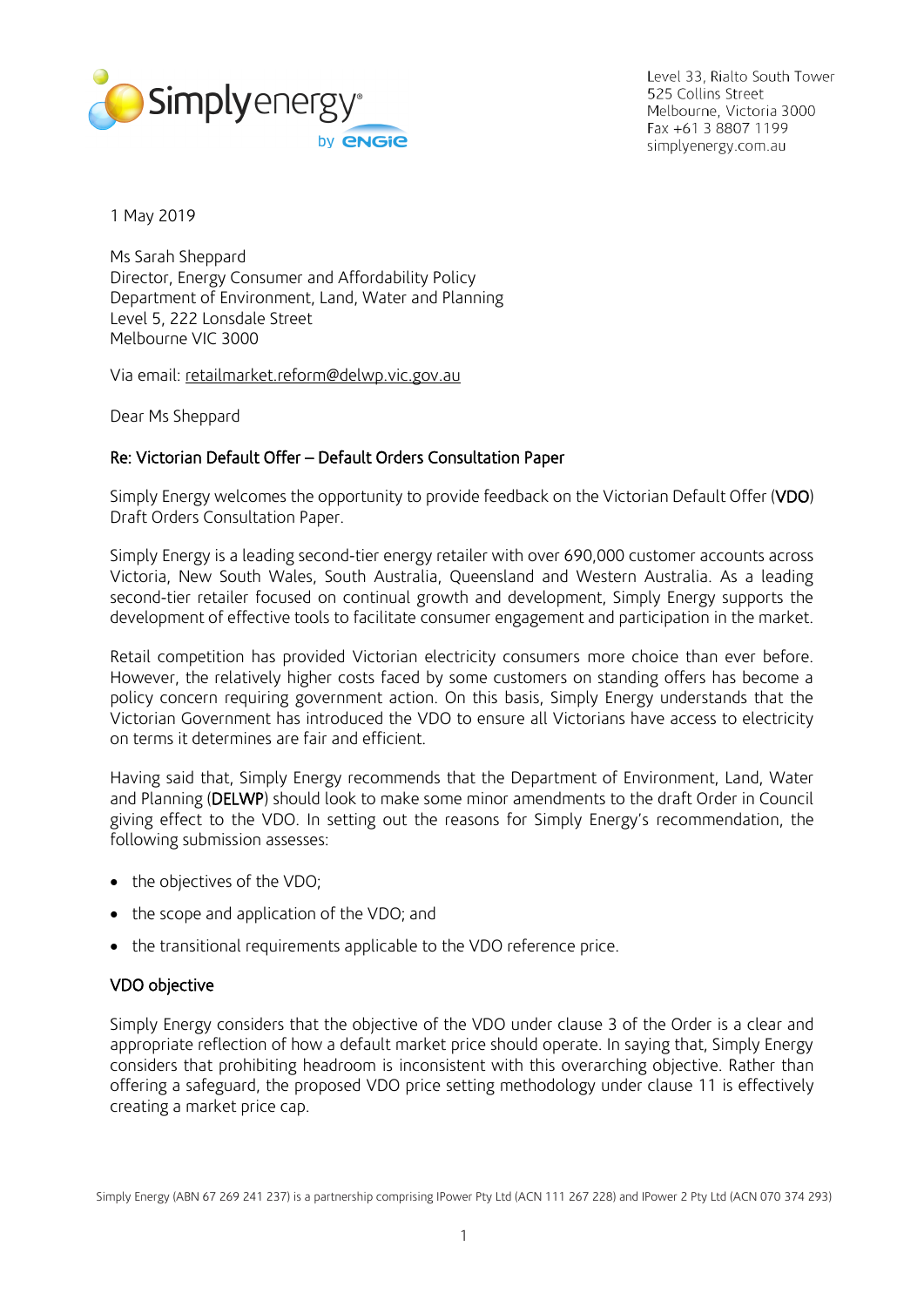Level 33, Rialto South Tower
525 Collins Street
Melbourne, Victoria 3000
Fax +61 3 8807 1199
simplyenergy.com.au

1 May 2019

Ms Sarah Sheppard
Director, Energy Consumer and Affordability Policy
Department of Environment, Land, Water and Planning
Level 5, 222 Lonsdale Street
Melbourne VIC 3000

Via email: retailmarket.reform@delwp.vic.gov.au

Dear Ms Sheppard

**Re: Victorian Default Offer – Default Orders Consultation Paper**

Simply Energy welcomes the opportunity to provide feedback on the Victorian Default Offer (**VDO**) Draft Orders Consultation Paper.

Simply Energy is a leading second-tier energy retailer with over 690,000 customer accounts across Victoria, New South Wales, South Australia, Queensland and Western Australia. As a leading second-tier retailer focused on continual growth and development, Simply Energy supports the development of effective tools to facilitate consumer engagement and participation in the market.

Retail competition has provided Victorian electricity consumers more choice than ever before. However, the relatively higher costs faced by some customers on standing offers has become a policy concern requiring government action. On this basis, Simply Energy understands that the Victorian Government has introduced the VDO to ensure all Victorians have access to electricity on terms it determines are fair and efficient.

Having said that, Simply Energy recommends that the Department of Environment, Land, Water and Planning (**DELWP**) should look to make some minor amendments to the draft Order in Council giving effect to the VDO. In setting out the reasons for Simply Energy's recommendation, the following submission assesses:

- the objectives of the VDO;
- the scope and application of the VDO; and
- the transitional requirements applicable to the VDO reference price.

**VDO objective**

Simply Energy considers that the objective of the VDO under clause 3 of the Order is a clear and appropriate reflection of how a default market price should operate. In saying that, Simply Energy considers that prohibiting headroom is inconsistent with this overarching objective. Rather than offering a safeguard, the proposed VDO price setting methodology under clause 11 is effectively creating a market price cap.

Simply Energy (ABN 67 269 241 237) is a partnership comprising IPower Pty Ltd (ACN 111 267 228) and IPower 2 Pty Ltd (ACN 070 374 293)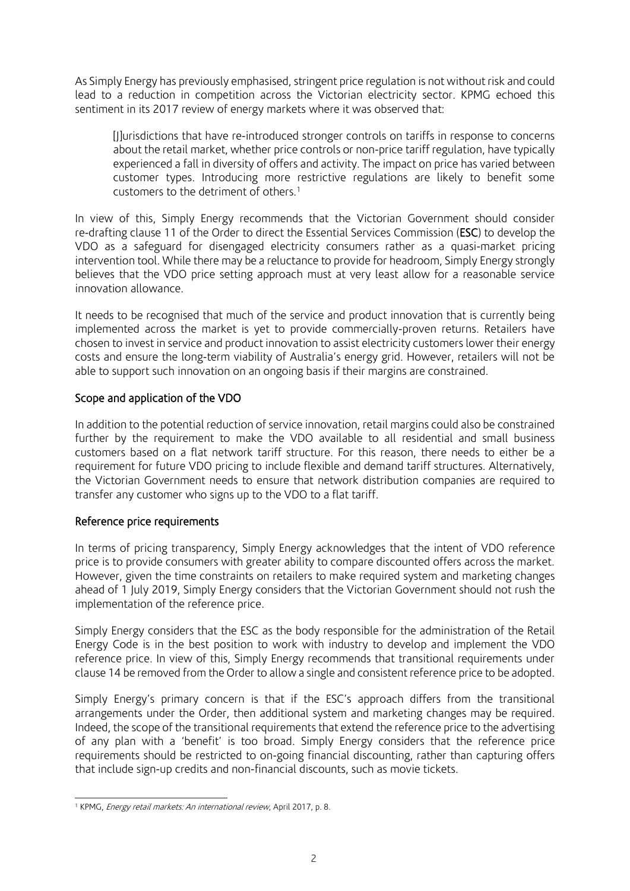As Simply Energy has previously emphasised, stringent price regulation is not without risk and could lead to a reduction in competition across the Victorian electricity sector. KPMG echoed this sentiment in its 2017 review of energy markets where it was observed that:

> [J]urisdictions that have re-introduced stronger controls on tariffs in response to concerns about the retail market, whether price controls or non-price tariff regulation, have typically experienced a fall in diversity of offers and activity. The impact on price has varied between customer types. Introducing more restrictive regulations are likely to benefit some customers to the detriment of others.[1]

In view of this, Simply Energy recommends that the Victorian Government should consider re-drafting clause 11 of the Order to direct the Essential Services Commission (**ESC**) to develop the VDO as a safeguard for disengaged electricity consumers rather as a quasi-market pricing intervention tool. While there may be a reluctance to provide for headroom, Simply Energy strongly believes that the VDO price setting approach must at very least allow for a reasonable service innovation allowance.

It needs to be recognised that much of the service and product innovation that is currently being implemented across the market is yet to provide commercially-proven returns. Retailers have chosen to invest in service and product innovation to assist electricity customers lower their energy costs and ensure the long-term viability of Australia's energy grid. However, retailers will not be able to support such innovation on an ongoing basis if their margins are constrained.

## Scope and application of the VDO

In addition to the potential reduction of service innovation, retail margins could also be constrained further by the requirement to make the VDO available to all residential and small business customers based on a flat network tariff structure. For this reason, there needs to either be a requirement for future VDO pricing to include flexible and demand tariff structures. Alternatively, the Victorian Government needs to ensure that network distribution companies are required to transfer any customer who signs up to the VDO to a flat tariff.

## Reference price requirements

In terms of pricing transparency, Simply Energy acknowledges that the intent of VDO reference price is to provide consumers with greater ability to compare discounted offers across the market. However, given the time constraints on retailers to make required system and marketing changes ahead of 1 July 2019, Simply Energy considers that the Victorian Government should not rush the implementation of the reference price.

Simply Energy considers that the ESC as the body responsible for the administration of the Retail Energy Code is in the best position to work with industry to develop and implement the VDO reference price. In view of this, Simply Energy recommends that transitional requirements under clause 14 be removed from the Order to allow a single and consistent reference price to be adopted.

Simply Energy's primary concern is that if the ESC's approach differs from the transitional arrangements under the Order, then additional system and marketing changes may be required. Indeed, the scope of the transitional requirements that extend the reference price to the advertising of any plan with a 'benefit' is too broad. Simply Energy considers that the reference price requirements should be restricted to on-going financial discounting, rather than capturing offers that include sign-up credits and non-financial discounts, such as movie tickets.

[1] KPMG, *Energy retail markets: An international review*, April 2017, p. 8.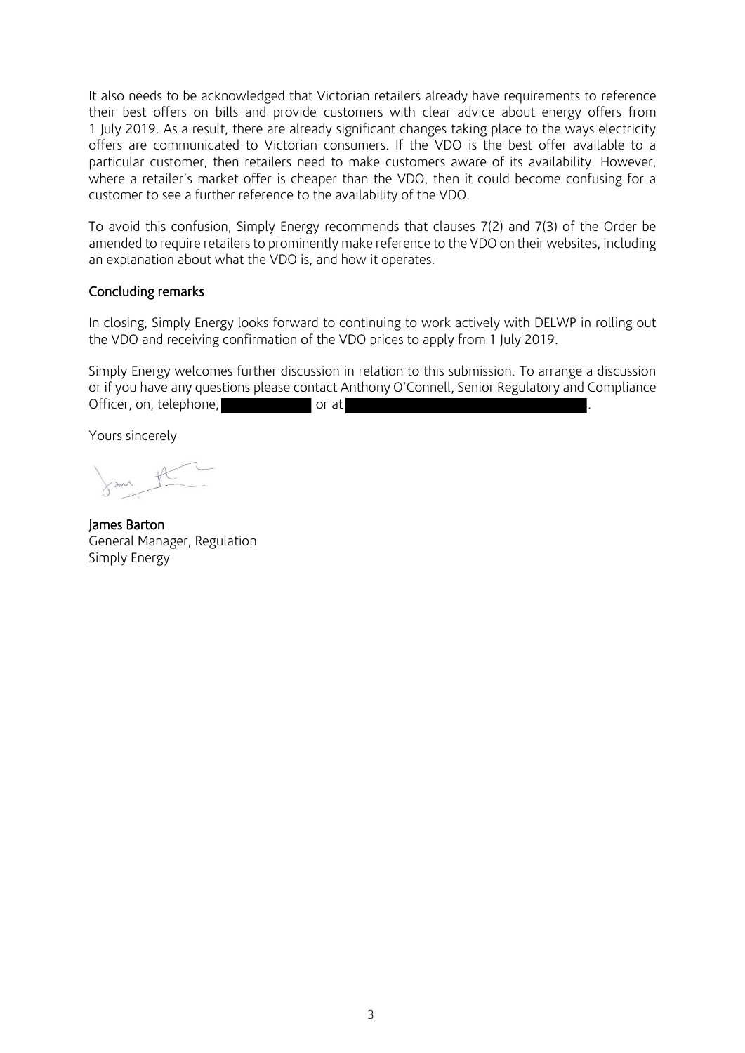It also needs to be acknowledged that Victorian retailers already have requirements to reference their best offers on bills and provide customers with clear advice about energy offers from 1 July 2019. As a result, there are already significant changes taking place to the ways electricity offers are communicated to Victorian consumers. If the VDO is the best offer available to a particular customer, then retailers need to make customers aware of its availability. However, where a retailer's market offer is cheaper than the VDO, then it could become confusing for a customer to see a further reference to the availability of the VDO.

To avoid this confusion, Simply Energy recommends that clauses 7(2) and 7(3) of the Order be amended to require retailers to prominently make reference to the VDO on their websites, including an explanation about what the VDO is, and how it operates.

## Concluding remarks

In closing, Simply Energy looks forward to continuing to work actively with DELWP in rolling out the VDO and receiving confirmation of the VDO prices to apply from 1 July 2019.

Simply Energy welcomes further discussion in relation to this submission. To arrange a discussion or if you have any questions please contact Anthony O'Connell, Senior Regulatory and Compliance Officer, on, telephone, [redacted] or at [redacted].

Yours sincerely

**James Barton**
General Manager, Regulation
Simply Energy